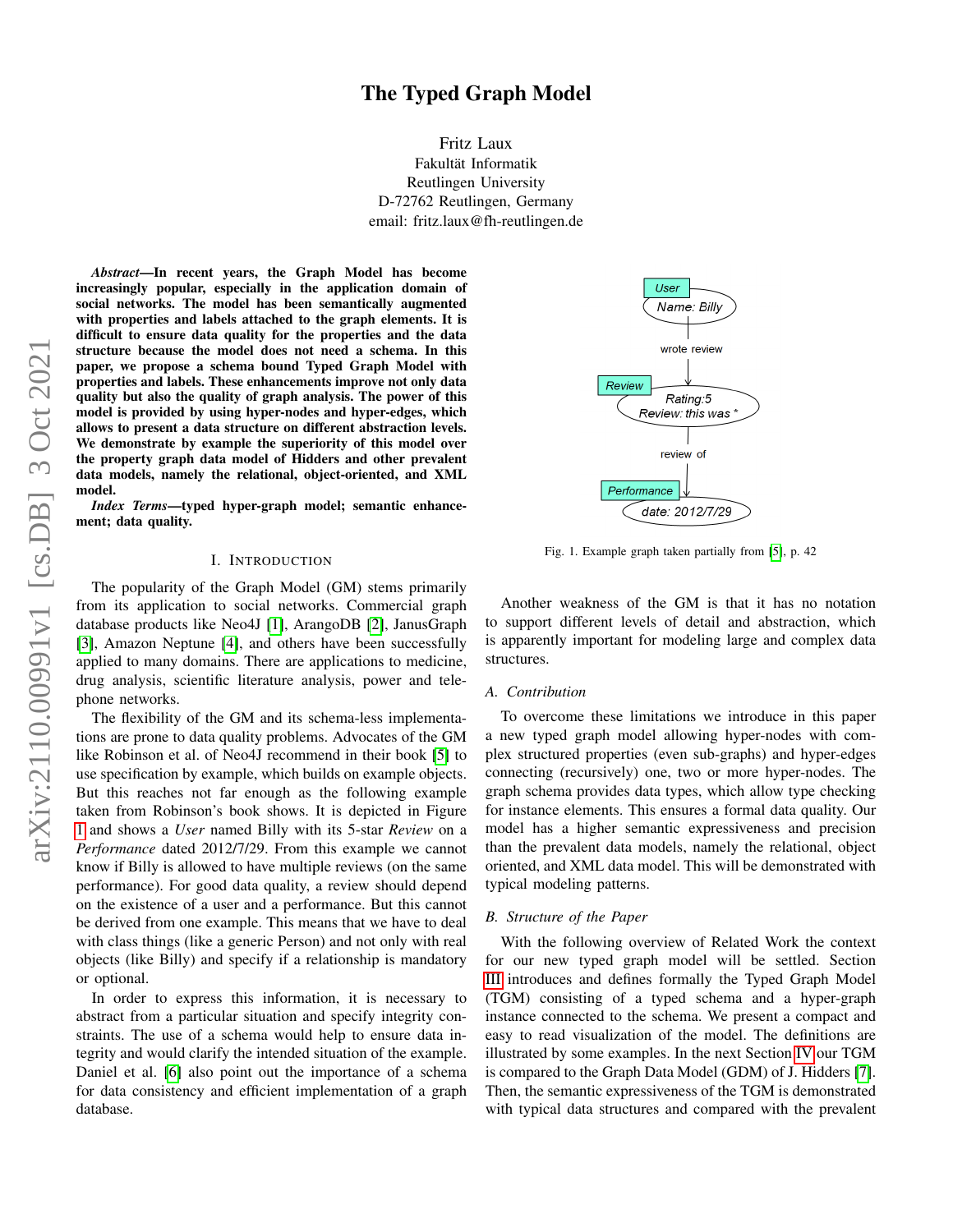# The Typed Graph Model

Fritz Laux
Fakultät Informatik
Reutlingen University
D-72762 Reutlingen, Germany
email: fritz.laux@fh-reutlingen.de

***Abstract*—In recent years, the Graph Model has become increasingly popular, especially in the application domain of social networks. The model has been semantically augmented with properties and labels attached to the graph elements. It is difficult to ensure data quality for the properties and the data structure because the model does not need a schema. In this paper, we propose a schema bound Typed Graph Model with properties and labels. These enhancements improve not only data quality but also the quality of graph analysis. The power of this model is provided by using hyper-nodes and hyper-edges, which allows to present a data structure on different abstraction levels. We demonstrate by example the superiority of this model over the property graph data model of Hidders and other prevalent data models, namely the relational, object-oriented, and XML model.**

***Index Terms*—typed hyper-graph model; semantic enhancement; data quality.**

## I. Introduction

The popularity of the Graph Model (GM) stems primarily from its application to social networks. Commercial graph database products like Neo4J [1], ArangoDB [2], JanusGraph [3], Amazon Neptune [4], and others have been successfully applied to many domains. There are applications to medicine, drug analysis, scientific literature analysis, power and telephone networks.

The flexibility of the GM and its schema-less implementations are prone to data quality problems. Advocates of the GM like Robinson et al. of Neo4J recommend in their book [5] to use specification by example, which builds on example objects. But this reaches not far enough as the following example taken from Robinson's book shows. It is depicted in Figure 1 and shows a *User* named Billy with its 5-star *Review* on a *Performance* dated 2012/7/29. From this example we cannot know if Billy is allowed to have multiple reviews (on the same performance). For good data quality, a review should depend on the existence of a user and a performance. But this cannot be derived from one example. This means that we have to deal with class things (like a generic Person) and not only with real objects (like Billy) and specify if a relationship is mandatory or optional.

In order to express this information, it is necessary to abstract from a particular situation and specify integrity constraints. The use of a schema would help to ensure data integrity and would clarify the intended situation of the example. Daniel et al. [6] also point out the importance of a schema for data consistency and efficient implementation of a graph database.

User
Name: Billy
wrote review
Review
Rating:5
Review: this was *
review of
Performance
date: 2012/7/29

Fig. 1. Example graph taken partially from [5], p. 42

Another weakness of the GM is that it has no notation to support different levels of detail and abstraction, which is apparently important for modeling large and complex data structures.

### A. Contribution

To overcome these limitations we introduce in this paper a new typed graph model allowing hyper-nodes with complex structured properties (even sub-graphs) and hyper-edges connecting (recursively) one, two or more hyper-nodes. The graph schema provides data types, which allow type checking for instance elements. This ensures a formal data quality. Our model has a higher semantic expressiveness and precision than the prevalent data models, namely the relational, object oriented, and XML data model. This will be demonstrated with typical modeling patterns.

### B. Structure of the Paper

With the following overview of Related Work the context for our new typed graph model will be settled. Section III introduces and defines formally the Typed Graph Model (TGM) consisting of a typed schema and a hyper-graph instance connected to the schema. We present a compact and easy to read visualization of the model. The definitions are illustrated by some examples. In the next Section IV our TGM is compared to the Graph Data Model (GDM) of J. Hidders [7]. Then, the semantic expressiveness of the TGM is demonstrated with typical data structures and compared with the prevalent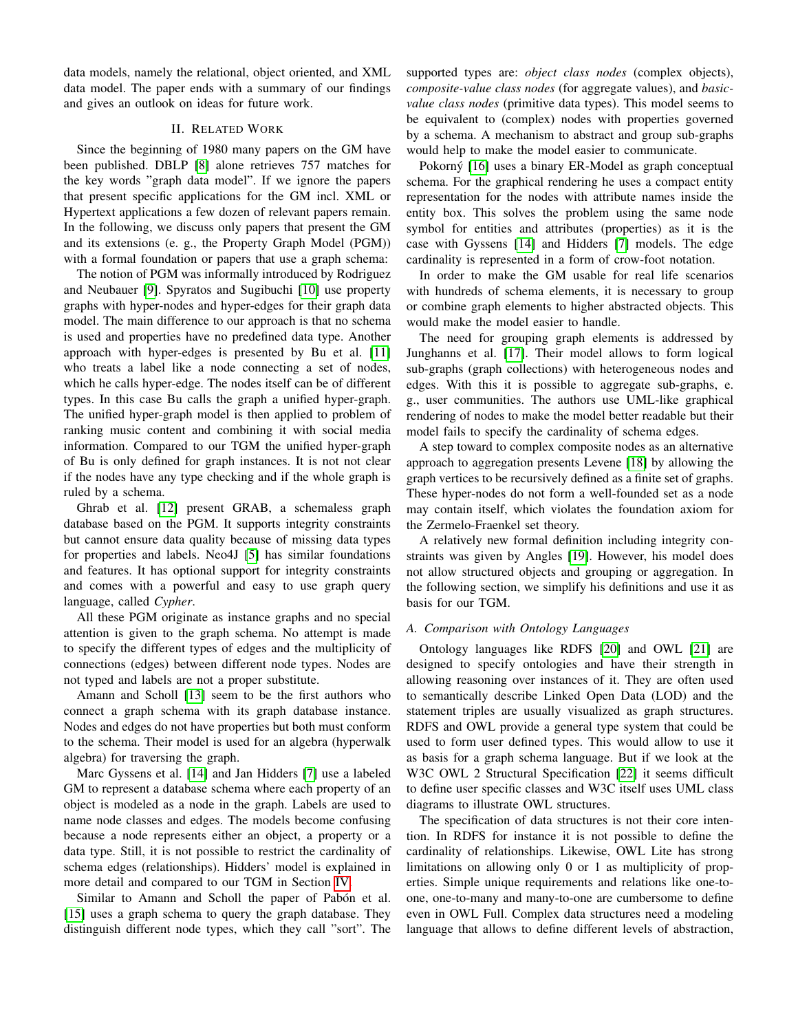data models, namely the relational, object oriented, and XML data model. The paper ends with a summary of our findings and gives an outlook on ideas for future work.

## II. Related Work

Since the beginning of 1980 many papers on the GM have been published. DBLP [8] alone retrieves 757 matches for the key words "graph data model". If we ignore the papers that present specific applications for the GM incl. XML or Hypertext applications a few dozen of relevant papers remain. In the following, we discuss only papers that present the GM and its extensions (e. g., the Property Graph Model (PGM)) with a formal foundation or papers that use a graph schema:

The notion of PGM was informally introduced by Rodriguez and Neubauer [9]. Spyratos and Sugibuchi [10] use property graphs with hyper-nodes and hyper-edges for their graph data model. The main difference to our approach is that no schema is used and properties have no predefined data type. Another approach with hyper-edges is presented by Bu et al. [11] who treats a label like a node connecting a set of nodes, which he calls hyper-edge. The nodes itself can be of different types. In this case Bu calls the graph a unified hyper-graph. The unified hyper-graph model is then applied to problem of ranking music content and combining it with social media information. Compared to our TGM the unified hyper-graph of Bu is only defined for graph instances. It is not not clear if the nodes have any type checking and if the whole graph is ruled by a schema.

Ghrab et al. [12] present GRAB, a schemaless graph database based on the PGM. It supports integrity constraints but cannot ensure data quality because of missing data types for properties and labels. Neo4J [5] has similar foundations and features. It has optional support for integrity constraints and comes with a powerful and easy to use graph query language, called *Cypher*.

All these PGM originate as instance graphs and no special attention is given to the graph schema. No attempt is made to specify the different types of edges and the multiplicity of connections (edges) between different node types. Nodes are not typed and labels are not a proper substitute.

Amann and Scholl [13] seem to be the first authors who connect a graph schema with its graph database instance. Nodes and edges do not have properties but both must conform to the schema. Their model is used for an algebra (hyperwalk algebra) for traversing the graph.

Marc Gyssens et al. [14] and Jan Hidders [7] use a labeled GM to represent a database schema where each property of an object is modeled as a node in the graph. Labels are used to name node classes and edges. The models become confusing because a node represents either an object, a property or a data type. Still, it is not possible to restrict the cardinality of schema edges (relationships). Hidders' model is explained in more detail and compared to our TGM in Section IV.

Similar to Amann and Scholl the paper of Pabón et al. [15] uses a graph schema to query the graph database. They distinguish different node types, which they call "sort". The supported types are: *object class nodes* (complex objects), *composite-value class nodes* (for aggregate values), and *basic-value class nodes* (primitive data types). This model seems to be equivalent to (complex) nodes with properties governed by a schema. A mechanism to abstract and group sub-graphs would help to make the model easier to communicate.

Pokorný [16] uses a binary ER-Model as graph conceptual schema. For the graphical rendering he uses a compact entity representation for the nodes with attribute names inside the entity box. This solves the problem using the same node symbol for entities and attributes (properties) as it is the case with Gyssens [14] and Hidders [7] models. The edge cardinality is represented in a form of crow-foot notation.

In order to make the GM usable for real life scenarios with hundreds of schema elements, it is necessary to group or combine graph elements to higher abstracted objects. This would make the model easier to handle.

The need for grouping graph elements is addressed by Junghanns et al. [17]. Their model allows to form logical sub-graphs (graph collections) with heterogeneous nodes and edges. With this it is possible to aggregate sub-graphs, e. g., user communities. The authors use UML-like graphical rendering of nodes to make the model better readable but their model fails to specify the cardinality of schema edges.

A step toward to complex composite nodes as an alternative approach to aggregation presents Levene [18] by allowing the graph vertices to be recursively defined as a finite set of graphs. These hyper-nodes do not form a well-founded set as a node may contain itself, which violates the foundation axiom for the Zermelo-Fraenkel set theory.

A relatively new formal definition including integrity constraints was given by Angles [19]. However, his model does not allow structured objects and grouping or aggregation. In the following section, we simplify his definitions and use it as basis for our TGM.

### A. Comparison with Ontology Languages

Ontology languages like RDFS [20] and OWL [21] are designed to specify ontologies and have their strength in allowing reasoning over instances of it. They are often used to semantically describe Linked Open Data (LOD) and the statement triples are usually visualized as graph structures. RDFS and OWL provide a general type system that could be used to form user defined types. This would allow to use it as basis for a graph schema language. But if we look at the W3C OWL 2 Structural Specification [22] it seems difficult to define user specific classes and W3C itself uses UML class diagrams to illustrate OWL structures.

The specification of data structures is not their core intention. In RDFS for instance it is not possible to define the cardinality of relationships. Likewise, OWL Lite has strong limitations on allowing only 0 or 1 as multiplicity of properties. Simple unique requirements and relations like one-to-one, one-to-many and many-to-one are cumbersome to define even in OWL Full. Complex data structures need a modeling language that allows to define different levels of abstraction,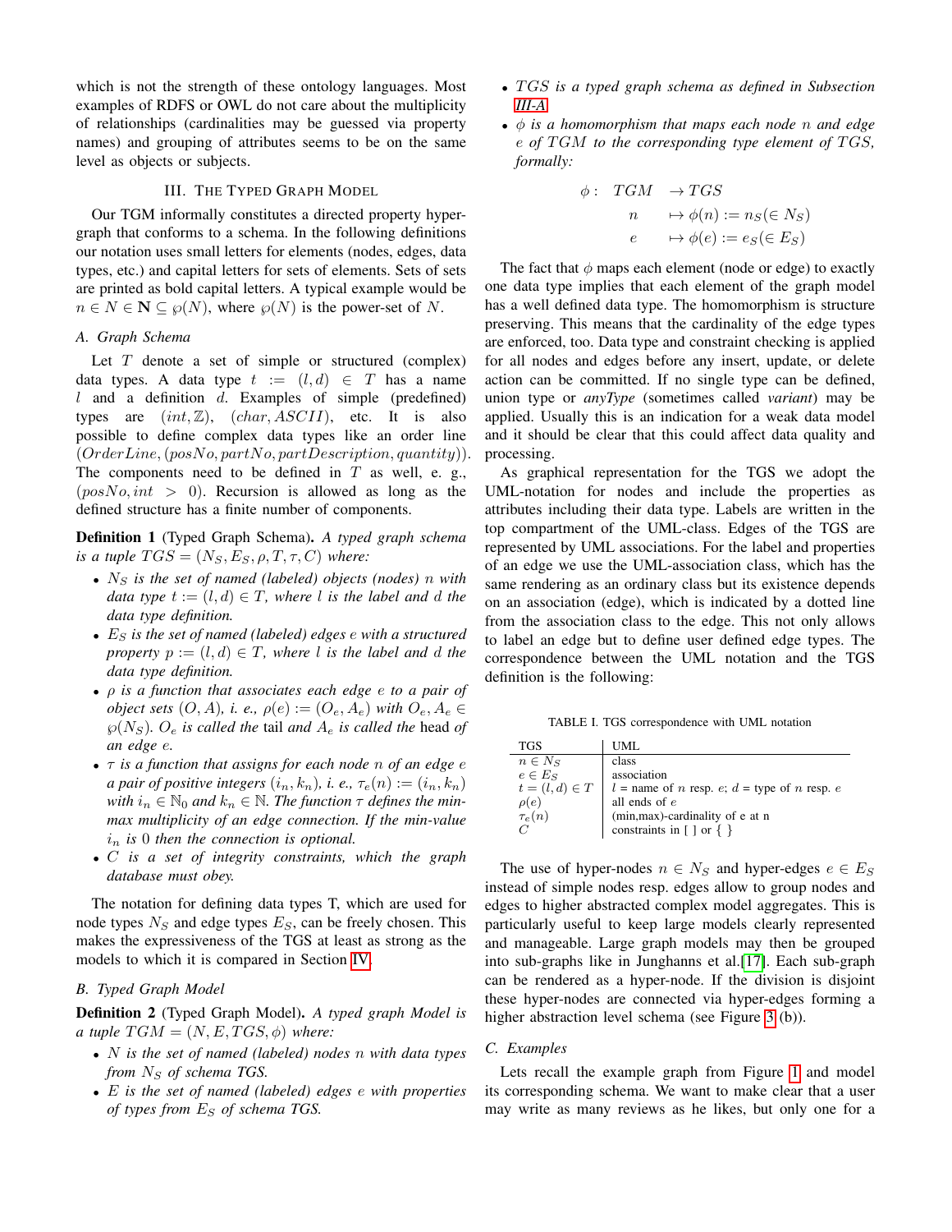which is not the strength of these ontology languages. Most examples of RDFS or OWL do not care about the multiplicity of relationships (cardinalities may be guessed via property names) and grouping of attributes seems to be on the same level as objects or subjects.

## III. The Typed Graph Model

Our TGM informally constitutes a directed property hypergraph that conforms to a schema. In the following definitions our notation uses small letters for elements (nodes, edges, data types, etc.) and capital letters for sets of elements. Sets of sets are printed as bold capital letters. A typical example would be $n \in N \in \mathbf{N} \subseteq \wp(N)$, where $\wp(N)$ is the power-set of $N$.

### A. Graph Schema

Let $T$ denote a set of simple or structured (complex) data types. A data type $t := (l, d) \in T$ has a name $l$ and a definition $d$. Examples of simple (predefined) types are $(int, \mathbb{Z})$, $(char, ASCII)$, etc. It is also possible to define complex data types like an order line $(OrderLine, (posNo, partNo, partDescription, quantity))$. The components need to be defined in $T$ as well, e. g., $(posNo, int > 0)$. Recursion is allowed as long as the defined structure has a finite number of components.

**Definition 1** (Typed Graph Schema)**.** *A typed graph schema is a tuple $TGS = (N_S, E_S, \rho, T, \tau, C)$ where:*

- *$N_S$ is the set of named (labeled) objects (nodes) $n$ with data type $t := (l, d) \in T$, where $l$ is the label and $d$ the data type definition.*
- *$E_S$ is the set of named (labeled) edges $e$ with a structured property $p := (l, d) \in T$, where $l$ is the label and $d$ the data type definition.*
- *$\rho$ is a function that associates each edge $e$ to a pair of object sets $(O, A)$, i. e., $\rho(e) := (O_e, A_e)$ with $O_e, A_e \in \wp(N_S)$. $O_e$ is called the tail and $A_e$ is called the head of an edge $e$.*
- *$\tau$ is a function that assigns for each node $n$ of an edge $e$ a pair of positive integers $(i_n, k_n)$, i. e., $\tau_e(n) := (i_n, k_n)$ with $i_n \in \mathbb{N}_0$ and $k_n \in \mathbb{N}$. The function $\tau$ defines the min-max multiplicity of an edge connection. If the min-value $i_n$ is 0 then the connection is optional.*
- *$C$ is a set of integrity constraints, which the graph database must obey.*

The notation for defining data types T, which are used for node types $N_S$ and edge types $E_S$, can be freely chosen. This makes the expressiveness of the TGS at least as strong as the models to which it is compared in Section IV.

### B. Typed Graph Model

**Definition 2** (Typed Graph Model)**.** *A typed graph Model is a tuple $TGM = (N, E, TGS, \phi)$ where:*

- *$N$ is the set of named (labeled) nodes $n$ with data types from $N_S$ of schema TGS.*
- *$E$ is the set of named (labeled) edges $e$ with properties of types from $E_S$ of schema TGS.*
- *$TGS$ is a typed graph schema as defined in Subsection III-A.*
- *$\phi$ is a homomorphism that maps each node $n$ and edge $e$ of $TGM$ to the corresponding type element of $TGS$, formally:*

$$\begin{aligned} \phi: \quad TGM &\rightarrow TGS \\ n &\mapsto \phi(n) := n_S (\in N_S) \\ e &\mapsto \phi(e) := e_S (\in E_S) \end{aligned}$$

The fact that $\phi$ maps each element (node or edge) to exactly one data type implies that each element of the graph model has a well defined data type. The homomorphism is structure preserving. This means that the cardinality of the edge types are enforced, too. Data type and constraint checking is applied for all nodes and edges before any insert, update, or delete action can be committed. If no single type can be defined, union type or *anyType* (sometimes called *variant*) may be applied. Usually this is an indication for a weak data model and it should be clear that this could affect data quality and processing.

As graphical representation for the TGS we adopt the UML-notation for nodes and include the properties as attributes including their data type. Labels are written in the top compartment of the UML-class. Edges of the TGS are represented by UML associations. For the label and properties of an edge we use the UML-association class, which has the same rendering as an ordinary class but its existence depends on an association (edge), which is indicated by a dotted line from the association class to the edge. This not only allows to label an edge but to define user defined edge types. The correspondence between the UML notation and the TGS definition is the following:

TABLE I. TGS correspondence with UML notation

| TGS | UML |
|---|---|
| $n \in N_S$ | class |
| $e \in E_S$ | association |
| $t = (l, d) \in T$ | $l$ = name of $n$ resp. $e$; $d$ = type of $n$ resp. $e$ |
| $\rho(e)$ | all ends of $e$ |
| $\tau_e(n)$ | (min,max)-cardinality of e at n |
| $C$ | constraints in [ ] or { } |

The use of hyper-nodes $n \in N_S$ and hyper-edges $e \in E_S$ instead of simple nodes resp. edges allow to group nodes and edges to higher abstracted complex model aggregates. This is particularly useful to keep large models clearly represented and manageable. Large graph models may then be grouped into sub-graphs like in Junghanns et al.[17]. Each sub-graph can be rendered as a hyper-node. If the division is disjoint these hyper-nodes are connected via hyper-edges forming a higher abstraction level schema (see Figure 3 (b)).

### C. Examples

Lets recall the example graph from Figure 1 and model its corresponding schema. We want to make clear that a user may write as many reviews as he likes, but only one for a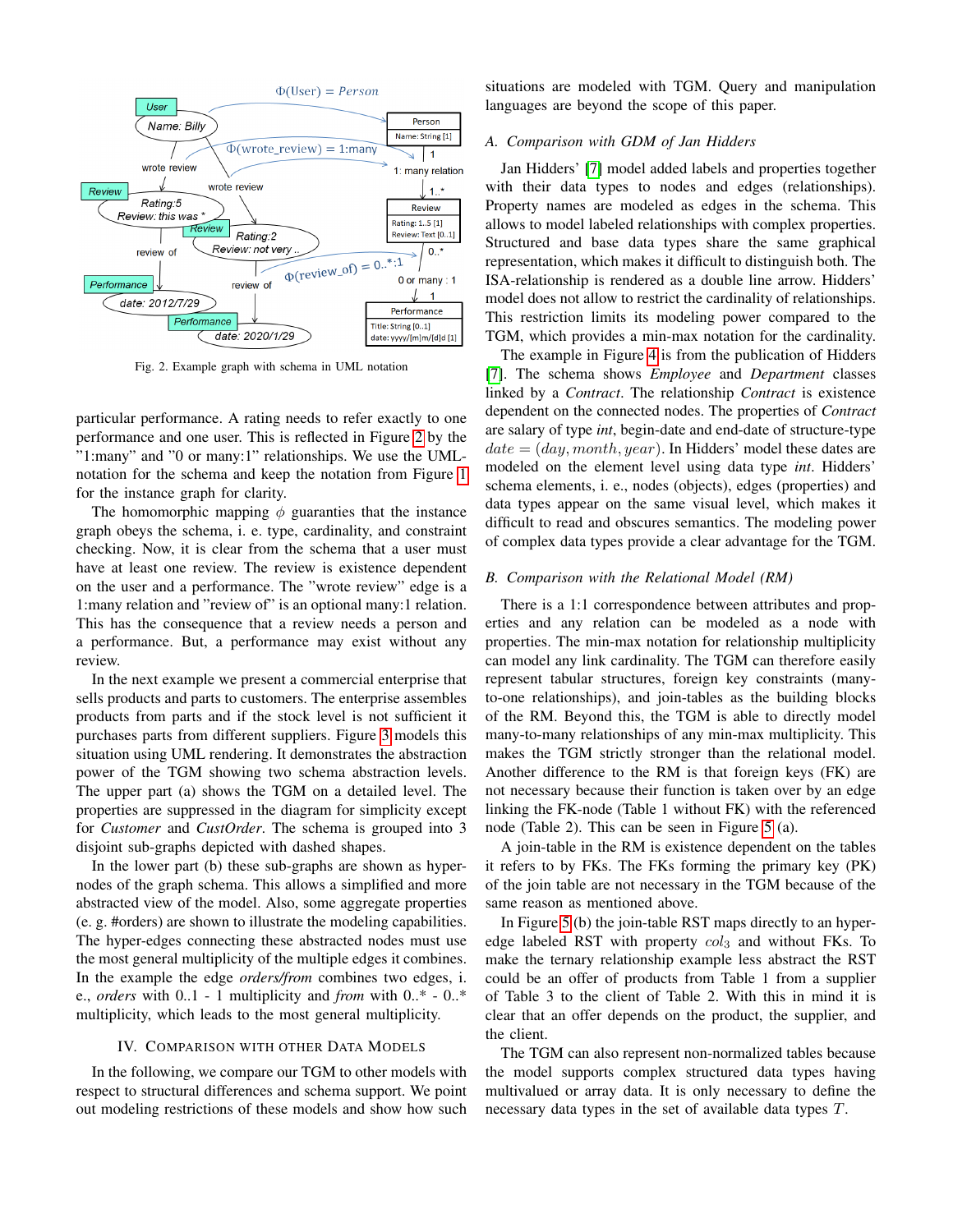Fig. 2. Example graph with schema in UML notation

particular performance. A rating needs to refer exactly to one performance and one user. This is reflected in Figure 2 by the "1:many" and "0 or many:1" relationships. We use the UML-notation for the schema and keep the notation from Figure 1 for the instance graph for clarity.

The homomorphic mapping $\phi$ guaranties that the instance graph obeys the schema, i. e. type, cardinality, and constraint checking. Now, it is clear from the schema that a user must have at least one review. The review is existence dependent on the user and a performance. The "wrote review" edge is a 1:many relation and "review of" is an optional many:1 relation. This has the consequence that a review needs a person and a performance. But, a performance may exist without any review.

In the next example we present a commercial enterprise that sells products and parts to customers. The enterprise assembles products from parts and if the stock level is not sufficient it purchases parts from different suppliers. Figure 3 models this situation using UML rendering. It demonstrates the abstraction power of the TGM showing two schema abstraction levels. The upper part (a) shows the TGM on a detailed level. The properties are suppressed in the diagram for simplicity except for *Customer* and *CustOrder*. The schema is grouped into 3 disjoint sub-graphs depicted with dashed shapes.

In the lower part (b) these sub-graphs are shown as hyper-nodes of the graph schema. This allows a simplified and more abstracted view of the model. Also, some aggregate properties (e. g. #orders) are shown to illustrate the modeling capabilities. The hyper-edges connecting these abstracted nodes must use the most general multiplicity of the multiple edges it combines. In the example the edge *orders/from* combines two edges, i. e., *orders* with 0..1 - 1 multiplicity and *from* with 0..* - 0..* multiplicity, which leads to the most general multiplicity.

## IV. Comparison with Other Data Models

In the following, we compare our TGM to other models with respect to structural differences and schema support. We point out modeling restrictions of these models and show how such situations are modeled with TGM. Query and manipulation languages are beyond the scope of this paper.

### A. Comparison with GDM of Jan Hidders

Jan Hidders' [7] model added labels and properties together with their data types to nodes and edges (relationships). Property names are modeled as edges in the schema. This allows to model labeled relationships with complex properties. Structured and base data types share the same graphical representation, which makes it difficult to distinguish both. The ISA-relationship is rendered as a double line arrow. Hidders' model does not allow to restrict the cardinality of relationships. This restriction limits its modeling power compared to the TGM, which provides a min-max notation for the cardinality.

The example in Figure 4 is from the publication of Hidders [7]. The schema shows *Employee* and *Department* classes linked by a *Contract*. The relationship *Contract* is existence dependent on the connected nodes. The properties of *Contract* are salary of type *int*, begin-date and end-date of structure-type $date = (day, month, year)$. In Hidders' model these dates are modeled on the element level using data type *int*. Hidders' schema elements, i. e., nodes (objects), edges (properties) and data types appear on the same visual level, which makes it difficult to read and obscures semantics. The modeling power of complex data types provide a clear advantage for the TGM.

### B. Comparison with the Relational Model (RM)

There is a 1:1 correspondence between attributes and properties and any relation can be modeled as a node with properties. The min-max notation for relationship multiplicity can model any link cardinality. The TGM can therefore easily represent tabular structures, foreign key constraints (many-to-one relationships), and join-tables as the building blocks of the RM. Beyond this, the TGM is able to directly model many-to-many relationships of any min-max multiplicity. This makes the TGM strictly stronger than the relational model. Another difference to the RM is that foreign keys (FK) are not necessary because their function is taken over by an edge linking the FK-node (Table 1 without FK) with the referenced node (Table 2). This can be seen in Figure 5 (a).

A join-table in the RM is existence dependent on the tables it refers to by FKs. The FKs forming the primary key (PK) of the join table are not necessary in the TGM because of the same reason as mentioned above.

In Figure 5 (b) the join-table RST maps directly to an hyper-edge labeled RST with property $col_3$ and without FKs. To make the ternary relationship example less abstract the RST could be an offer of products from Table 1 from a supplier of Table 3 to the client of Table 2. With this in mind it is clear that an offer depends on the product, the supplier, and the client.

The TGM can also represent non-normalized tables because the model supports complex structured data types having multivalued or array data. It is only necessary to define the necessary data types in the set of available data types $T$.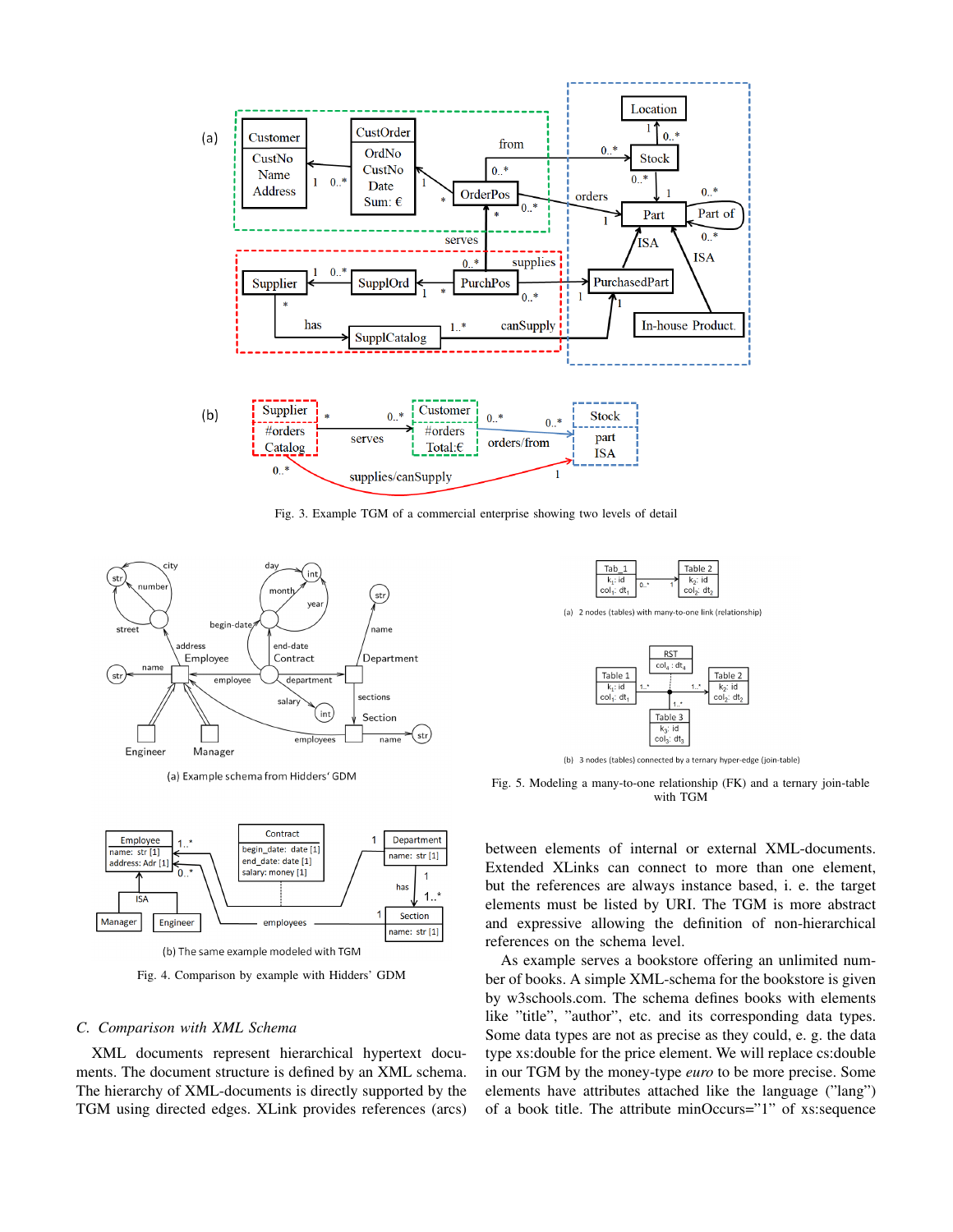Fig. 3. Example TGM of a commercial enterprise showing two levels of detail

(a) Example schema from Hidders' GDM

(b) The same example modeled with TGM

Fig. 4. Comparison by example with Hidders' GDM

(a) 2 nodes (tables) with many-to-one link (relationship)

(b) 3 nodes (tables) connected by a ternary hyper-edge (join-table)

Fig. 5. Modeling a many-to-one relationship (FK) and a ternary join-table with TGM

### C. *Comparison with XML Schema*

XML documents represent hierarchical hypertext documents. The document structure is defined by an XML schema. The hierarchy of XML-documents is directly supported by the TGM using directed edges. XLink provides references (arcs) between elements of internal or external XML-documents. Extended XLinks can connect to more than one element, but the references are always instance based, i. e. the target elements must be listed by URI. The TGM is more abstract and expressive allowing the definition of non-hierarchical references on the schema level.

As example serves a bookstore offering an unlimited number of books. A simple XML-schema for the bookstore is given by w3schools.com. The schema defines books with elements like "title", "author", etc. and its corresponding data types. Some data types are not as precise as they could, e. g. the data type xs:double for the price element. We will replace cs:double in our TGM by the money-type *euro* to be more precise. Some elements have attributes attached like the language ("lang") of a book title. The attribute minOccurs="1" of xs:sequence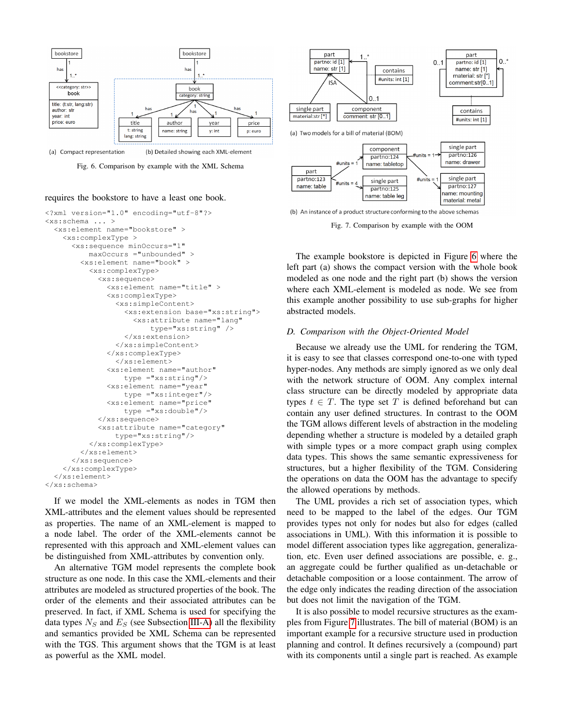Fig. 6. Comparison by example with the XML Schema

requires the bookstore to have a least one book.

```
<?xml version="1.0" encoding="utf-8"?>
<xs:schema ... >
  <xs:element name="bookstore" >
    <xs:complexType >
      <xs:sequence minOccurs="1"
          maxOccurs ="unbounded" >
        <xs:element name="book" >
          <xs:complexType>
            <xs:sequence>
              <xs:element name="title" >
              <xs:complexType>
                <xs:simpleContent>
                  <xs:extension base="xs:string">
                    <xs:attribute name="lang"
                        type="xs:string" />
                  </xs:extension>
                </xs:simpleContent>
              </xs:complexType>
                </xs:element>
              <xs:element name="author"
                  type ="xs:string"/>
              <xs:element name="year"
                  type ="xs:integer"/>
              <xs:element name="price"
                  type ="xs:double"/>
            </xs:sequence>
            <xs:attribute name="category"
                type="xs:string"/>
          </xs:complexType>
        </xs:element>
      </xs:sequence>
    </xs:complexType>
  </xs:element>
</xs:schema>
```

If we model the XML-elements as nodes in TGM then XML-attributes and the element values should be represented as properties. The name of an XML-element is mapped to a node label. The order of the XML-elements cannot be represented with this approach and XML-element values can be distinguished from XML-attributes by convention only.

An alternative TGM model represents the complete book structure as one node. In this case the XML-elements and their attributes are modeled as structured properties of the book. The order of the elements and their associated attributes can be preserved. In fact, if XML Schema is used for specifying the data types $N_S$ and $E_S$ (see Subsection III-A) all the flexibility and semantics provided be XML Schema can be represented with the TGS. This argument shows that the TGM is at least as powerful as the XML model.

Fig. 7. Comparison by example with the OOM

The example bookstore is depicted in Figure 6 where the left part (a) shows the compact version with the whole book modeled as one node and the right part (b) shows the version where each XML-element is modeled as node. We see from this example another possibility to use sub-graphs for higher abstracted models.

### D. Comparison with the Object-Oriented Model

Because we already use the UML for rendering the TGM, it is easy to see that classes correspond one-to-one with typed hyper-nodes. Any methods are simply ignored as we only deal with the network structure of OOM. Any complex internal class structure can be directly modeled by appropriate data types $t \in T$. The type set $T$ is defined beforehand but can contain any user defined structures. In contrast to the OOM the TGM allows different levels of abstraction in the modeling depending whether a structure is modeled by a detailed graph with simple types or a more compact graph using complex data types. This shows the same semantic expressiveness for structures, but a higher flexibility of the TGM. Considering the operations on data the OOM has the advantage to specify the allowed operations by methods.

The UML provides a rich set of association types, which need to be mapped to the label of the edges. Our TGM provides types not only for nodes but also for edges (called associations in UML). With this information it is possible to model different association types like aggregation, generalization, etc. Even user defined associations are possible, e. g., an aggregate could be further qualified as un-detachable or detachable composition or a loose containment. The arrow of the edge only indicates the reading direction of the association but does not limit the navigation of the TGM.

It is also possible to model recursive structures as the examples from Figure 7 illustrates. The bill of material (BOM) is an important example for a recursive structure used in production planning and control. It defines recursively a (compound) part with its components until a single part is reached. As example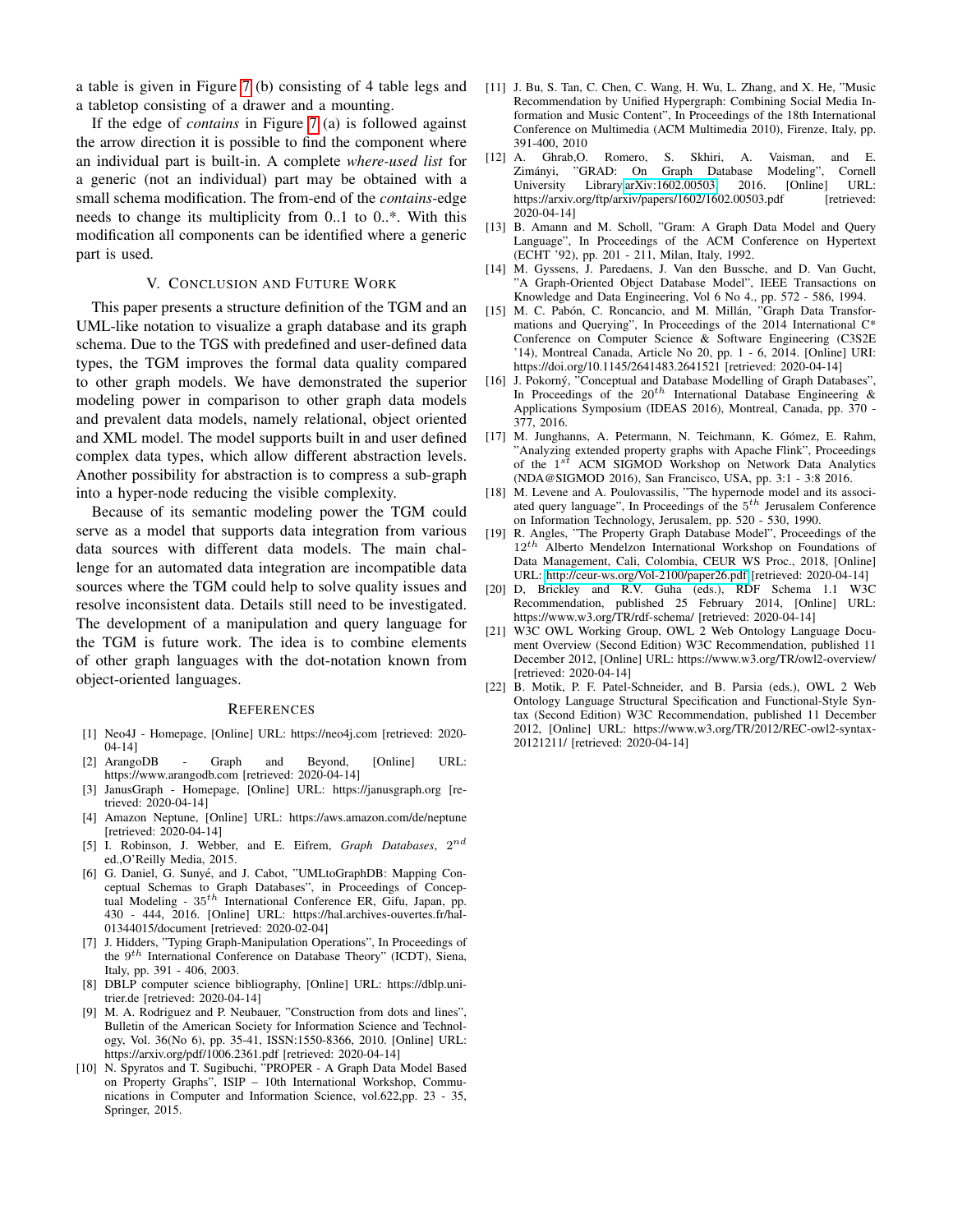a table is given in Figure 7 (b) consisting of 4 table legs and a tabletop consisting of a drawer and a mounting.

If the edge of *contains* in Figure 7 (a) is followed against the arrow direction it is possible to find the component where an individual part is built-in. A complete *where-used list* for a generic (not an individual) part may be obtained with a small schema modification. The from-end of the *contains*-edge needs to change its multiplicity from 0..1 to 0..*. With this modification all components can be identified where a generic part is used.

## V. Conclusion and Future Work

This paper presents a structure definition of the TGM and an UML-like notation to visualize a graph database and its graph schema. Due to the TGS with predefined and user-defined data types, the TGM improves the formal data quality compared to other graph models. We have demonstrated the superior modeling power in comparison to other graph data models and prevalent data models, namely relational, object oriented and XML model. The model supports built in and user defined complex data types, which allow different abstraction levels. Another possibility for abstraction is to compress a sub-graph into a hyper-node reducing the visible complexity.

Because of its semantic modeling power the TGM could serve as a model that supports data integration from various data sources with different data models. The main challenge for an automated data integration are incompatible data sources where the TGM could help to solve quality issues and resolve inconsistent data. Details still need to be investigated. The development of a manipulation and query language for the TGM is future work. The idea is to combine elements of other graph languages with the dot-notation known from object-oriented languages.

## References

[1] Neo4J - Homepage, [Online] URL: https://neo4j.com [retrieved: 2020-04-14]

[2] ArangoDB - Graph and Beyond, [Online] URL: https://www.arangodb.com [retrieved: 2020-04-14]

[3] JanusGraph - Homepage, [Online] URL: https://janusgraph.org [retrieved: 2020-04-14]

[4] Amazon Neptune, [Online] URL: https://aws.amazon.com/de/neptune [retrieved: 2020-04-14]

[5] I. Robinson, J. Webber, and E. Eifrem, *Graph Databases*, $2^{nd}$ ed.,O'Reilly Media, 2015.

[6] G. Daniel, G. Sunyé, and J. Cabot, "UMLtoGraphDB: Mapping Conceptual Schemas to Graph Databases", in Proceedings of Conceptual Modeling - $35^{th}$ International Conference ER, Gifu, Japan, pp. 430 - 444, 2016. [Online] URL: https://hal.archives-ouvertes.fr/hal-01344015/document [retrieved: 2020-02-04]

[7] J. Hidders, "Typing Graph-Manipulation Operations", In Proceedings of the $9^{th}$ International Conference on Database Theory" (ICDT), Siena, Italy, pp. 391 - 406, 2003.

[8] DBLP computer science bibliography, [Online] URL: https://dblp.uni-trier.de [retrieved: 2020-04-14]

[9] M. A. Rodriguez and P. Neubauer, "Construction from dots and lines", Bulletin of the American Society for Information Science and Technology, Vol. 36(No 6), pp. 35-41, ISSN:1550-8366, 2010. [Online] URL: https://arxiv.org/pdf/1006.2361.pdf [retrieved: 2020-04-14]

[10] N. Spyratos and T. Sugibuchi, "PROPER - A Graph Data Model Based on Property Graphs", ISIP – 10th International Workshop, Communications in Computer and Information Science, vol.622,pp. 23 - 35, Springer, 2015.

[11] J. Bu, S. Tan, C. Chen, C. Wang, H. Wu, L. Zhang, and X. He, "Music Recommendation by Unified Hypergraph: Combining Social Media Information and Music Content", In Proceedings of the 18th International Conference on Multimedia (ACM Multimedia 2010), Firenze, Italy, pp. 391-400, 2010

[12] A. Ghrab,O. Romero, S. Skhiri, A. Vaisman, and E. Zimányi, "GRAD: On Graph Database Modeling", Cornell University Library arXiv:1602.00503, 2016. [Online] URL: https://arxiv.org/ftp/arxiv/papers/1602/1602.00503.pdf [retrieved: 2020-04-14]

[13] B. Amann and M. Scholl, "Gram: A Graph Data Model and Query Language", In Proceedings of the ACM Conference on Hypertext (ECHT '92), pp. 201 - 211, Milan, Italy, 1992.

[14] M. Gyssens, J. Paredaens, J. Van den Bussche, and D. Van Gucht, "A Graph-Oriented Object Database Model", IEEE Transactions on Knowledge and Data Engineering, Vol 6 No 4., pp. 572 - 586, 1994.

[15] M. C. Pabón, C. Roncancio, and M. Millán, "Graph Data Transformations and Querying", In Proceedings of the 2014 International C* Conference on Computer Science & Software Engineering (C3S2E '14), Montreal Canada, Article No 20, pp. 1 - 6, 2014. [Online] URI: https://doi.org/10.1145/2641483.2641521 [retrieved: 2020-04-14]

[16] J. Pokorný, "Conceptual and Database Modelling of Graph Databases", In Proceedings of the $20^{th}$ International Database Engineering & Applications Symposium (IDEAS 2016), Montreal, Canada, pp. 370 - 377, 2016.

[17] M. Junghanns, A. Petermann, N. Teichmann, K. Gómez, E. Rahm, "Analyzing extended property graphs with Apache Flink", Proceedings of the $1^{st}$ ACM SIGMOD Workshop on Network Data Analytics (NDA@SIGMOD 2016), San Francisco, USA, pp. 3:1 - 3:8 2016.

[18] M. Levene and A. Poulovassilis, "The hypernode model and its associated query language", In Proceedings of the $5^{th}$ Jerusalem Conference on Information Technology, Jerusalem, pp. 520 - 530, 1990.

[19] R. Angles, "The Property Graph Database Model", Proceedings of the $12^{th}$ Alberto Mendelzon International Workshop on Foundations of Data Management, Cali, Colombia, CEUR WS Proc., 2018, [Online] URL: http://ceur-ws.org/Vol-2100/paper26.pdf [retrieved: 2020-04-14]

[20] D, Brickley and R.V. Guha (eds.), RDF Schema 1.1 W3C Recommendation, published 25 February 2014, [Online] URL: https://www.w3.org/TR/rdf-schema/ [retrieved: 2020-04-14]

[21] W3C OWL Working Group, OWL 2 Web Ontology Language Document Overview (Second Edition) W3C Recommendation, published 11 December 2012, [Online] URL: https://www.w3.org/TR/owl2-overview/ [retrieved: 2020-04-14]

[22] B. Motik, P. F. Patel-Schneider, and B. Parsia (eds.), OWL 2 Web Ontology Language Structural Specification and Functional-Style Syntax (Second Edition) W3C Recommendation, published 11 December 2012, [Online] URL: https://www.w3.org/TR/2012/REC-owl2-syntax-20121211/ [retrieved: 2020-04-14]